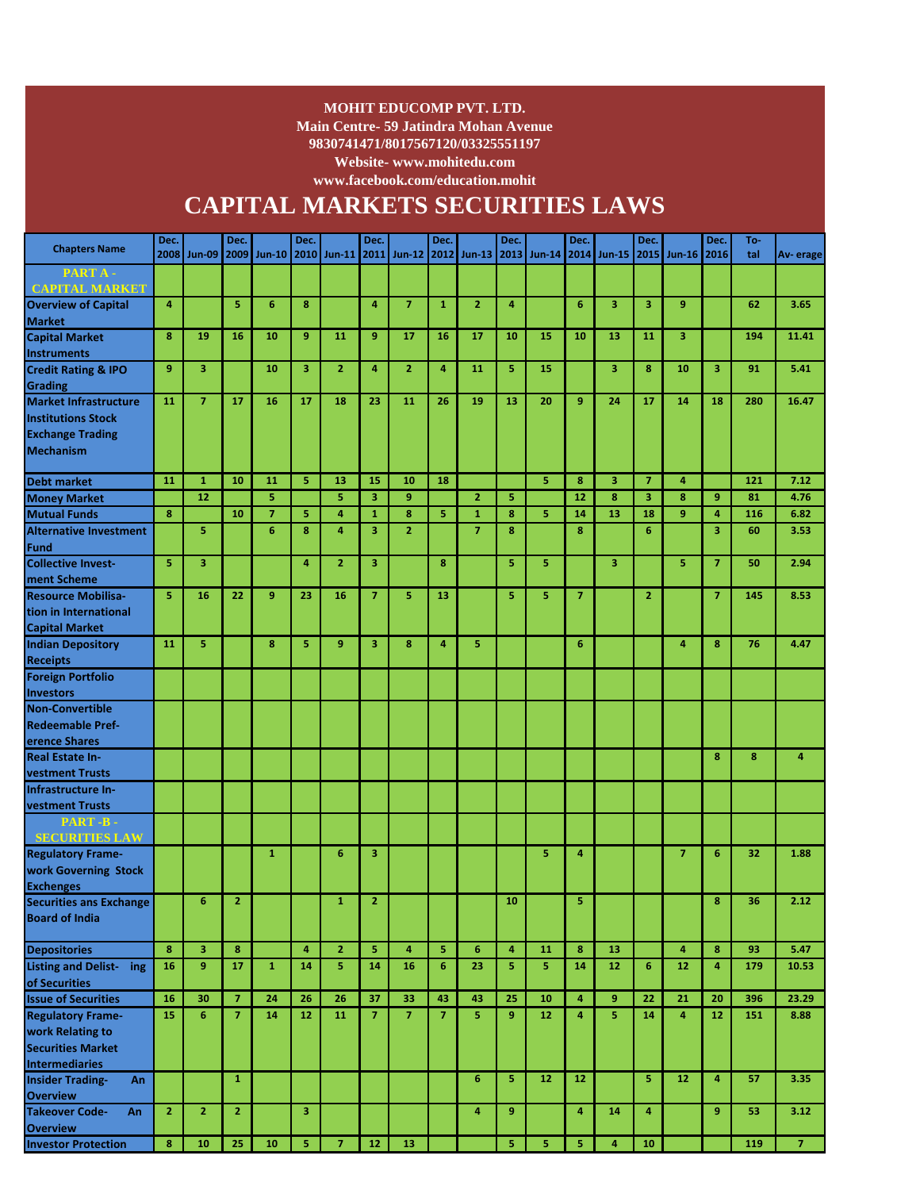**MOHIT EDUCOMP PVT. LTD.**
**Main Centre- 59 Jatindra Mohan Avenue**
**9830741471/8017567120/03325551197**
**Website- www.mohitedu.com**
**www.facebook.com/education.mohit**

# CAPITAL MARKETS SECURITIES LAWS

| Chapters Name | Dec. 2008 | Jun-09 | Dec. 2009 | Jun-10 | Dec. 2010 | Jun-11 | Dec. 2011 | Jun-12 | Dec. 2012 | Jun-13 | Dec. 2013 | Jun-14 | Dec. 2014 | Jun-15 | Dec. 2015 | Jun-16 | Dec. 2016 | Total | Average |
|---|---|---|---|---|---|---|---|---|---|---|---|---|---|---|---|---|---|---|---|
| **PART A - CAPITAL MARKET** | | | | | | | | | | | | | | | | | | | |
| Overview of Capital Market | 4 | | 5 | 6 | 8 | | 4 | 7 | 1 | 2 | 4 | | 6 | 3 | 3 | 9 | | 62 | 3.65 |
| Capital Market Instruments | 8 | 19 | 16 | 10 | 9 | 11 | 9 | 17 | 16 | 17 | 10 | 15 | 10 | 13 | 11 | 3 | | 194 | 11.41 |
| Credit Rating & IPO Grading | 9 | 3 | | 10 | 3 | 2 | 4 | 2 | 4 | 11 | 5 | 15 | | 3 | 8 | 10 | 3 | 91 | 5.41 |
| Market Infrastructure Institutions Stock Exchange Trading Mechanism | 11 | 7 | 17 | 16 | 17 | 18 | 23 | 11 | 26 | 19 | 13 | 20 | 9 | 24 | 17 | 14 | 18 | 280 | 16.47 |
| Debt market | 11 | 1 | 10 | 11 | 5 | 13 | 15 | 10 | 18 | | | 5 | 8 | 3 | 7 | 4 | | 121 | 7.12 |
| Money Market | | 12 | | 5 | | 5 | 3 | 9 | | 2 | 5 | | 12 | 8 | 3 | 8 | 9 | 81 | 4.76 |
| Mutual Funds | 8 | | 10 | 7 | 5 | 4 | 1 | 8 | 5 | 1 | 8 | 5 | 14 | 13 | 18 | 9 | 4 | 116 | 6.82 |
| Alternative Investment Fund | | 5 | | 6 | 8 | 4 | 3 | 2 | | 7 | 8 | | 8 | | 6 | | 3 | 60 | 3.53 |
| Collective Investment Scheme | 5 | 3 | | | 4 | 2 | 3 | | 8 | | 5 | 5 | | 3 | | 5 | 7 | 50 | 2.94 |
| Resource Mobilisation in International Capital Market | 5 | 16 | 22 | 9 | 23 | 16 | 7 | 5 | 13 | | 5 | 5 | 7 | | 2 | | 7 | 145 | 8.53 |
| Indian Depository Receipts | 11 | 5 | | 8 | 5 | 9 | 3 | 8 | 4 | 5 | | | 6 | | | 4 | 8 | 76 | 4.47 |
| Foreign Portfolio Investors | | | | | | | | | | | | | | | | | | | |
| Non-Convertible Redeemable Preference Shares | | | | | | | | | | | | | | | | | | | |
| Real Estate Investment Trusts | | | | | | | | | | | | | | | | | 8 | 8 | 4 |
| Infrastructure Investment Trusts | | | | | | | | | | | | | | | | | | | |
| **PART -B - SECURITIES LAW** | | | | | | | | | | | | | | | | | | | |
| Regulatory Framework Governing Stock Exchanges | | | | 1 | | 6 | 3 | | | | | 5 | 4 | | | 7 | 6 | 32 | 1.88 |
| Securities ans Exchange Board of India | | 6 | 2 | | | 1 | 2 | | | | 10 | | 5 | | | | 8 | 36 | 2.12 |
| Depositories | 8 | 3 | 8 | | 4 | 2 | 5 | 4 | 5 | 6 | 4 | 11 | 8 | 13 | | 4 | 8 | 93 | 5.47 |
| Listing and Delisting of Securities | 16 | 9 | 17 | 1 | 14 | 5 | 14 | 16 | 6 | 23 | 5 | 5 | 14 | 12 | 6 | 12 | 4 | 179 | 10.53 |
| Issue of Securities | 16 | 30 | 7 | 24 | 26 | 26 | 37 | 33 | 43 | 43 | 25 | 10 | 4 | 9 | 22 | 21 | 20 | 396 | 23.29 |
| Regulatory Framework Relating to Securities Market Intermediaries | 15 | 6 | 7 | 14 | 12 | 11 | 7 | 7 | 7 | 5 | 9 | 12 | 4 | 5 | 14 | 4 | 12 | 151 | 8.88 |
| Insider Trading- An Overview | | | 1 | | | | | | | 6 | 5 | 12 | 12 | | 5 | 12 | 4 | 57 | 3.35 |
| Takeover Code- An Overview | 2 | 2 | 2 | | 3 | | | | | 4 | 9 | | 4 | 14 | 4 | | 9 | 53 | 3.12 |
| Investor Protection | 8 | 10 | 25 | 10 | 5 | 7 | 12 | 13 | | | 5 | 5 | 5 | 4 | 10 | | | 119 | 7 |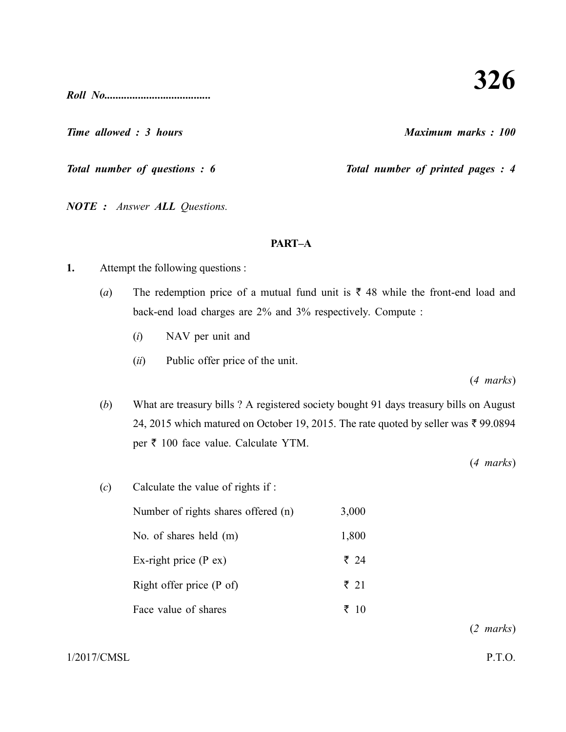# 326

***Roll No......................................***

***Time allowed : 3 hours*** ***Maximum marks : 100***

***Total number of questions : 6*** ***Total number of printed pages : 4***

***NOTE :*** *Answer **ALL** Questions.*

## PART–A

**1.** Attempt the following questions :

(*a*) The redemption price of a mutual fund unit is ₹ 48 while the front-end load and back-end load charges are 2% and 3% respectively. Compute :

(*i*) NAV per unit and

(*ii*) Public offer price of the unit.

(*4 marks*)

(*b*) What are treasury bills ? A registered society bought 91 days treasury bills on August 24, 2015 which matured on October 19, 2015. The rate quoted by seller was ₹ 99.0894 per ₹ 100 face value. Calculate YTM.

(*4 marks*)

(*c*) Calculate the value of rights if :

| | |
|---|---|
| Number of rights shares offered (n) | 3,000 |
| No. of shares held (m) | 1,800 |
| Ex-right price (P ex) | ₹ 24 |
| Right offer price (P of) | ₹ 21 |
| Face value of shares | ₹ 10 |

(*2 marks*)

1/2017/CMSL P.T.O.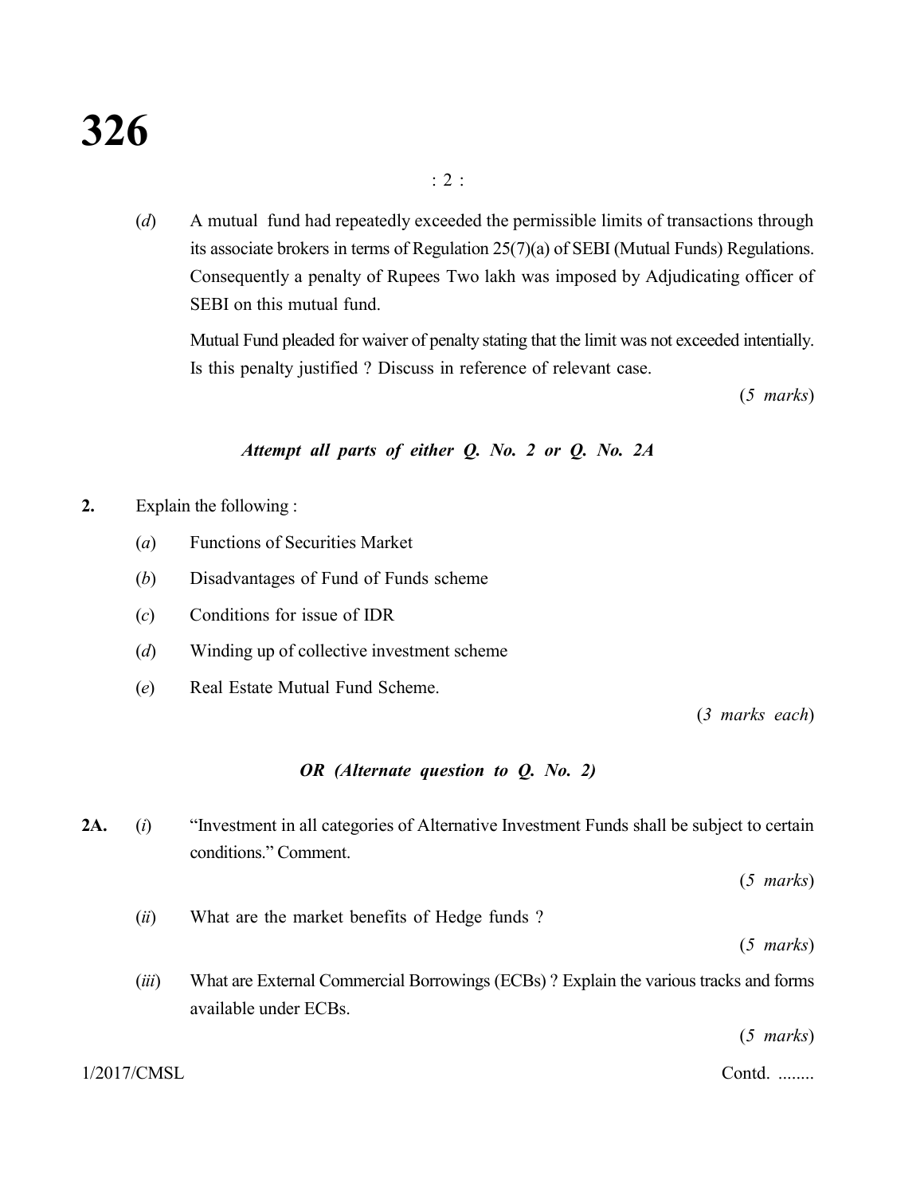(*d*) A mutual fund had repeatedly exceeded the permissible limits of transactions through its associate brokers in terms of Regulation 25(7)(a) of SEBI (Mutual Funds) Regulations. Consequently a penalty of Rupees Two lakh was imposed by Adjudicating officer of SEBI on this mutual fund.

Mutual Fund pleaded for waiver of penalty stating that the limit was not exceeded intentionally. Is this penalty justified ? Discuss in reference of relevant case.

(*5 marks*)

***Attempt all parts of either Q. No. 2 or Q. No. 2A***

**2.** Explain the following :

(*a*) Functions of Securities Market

(*b*) Disadvantages of Fund of Funds scheme

(*c*) Conditions for issue of IDR

(*d*) Winding up of collective investment scheme

(*e*) Real Estate Mutual Fund Scheme.

(*3 marks each*)

***OR (Alternate question to Q. No. 2)***

**2A.** (*i*) "Investment in all categories of Alternative Investment Funds shall be subject to certain conditions." Comment.

(*5 marks*)

(*ii*) What are the market benefits of Hedge funds ?

(*5 marks*)

(*iii*) What are External Commercial Borrowings (ECBs) ? Explain the various tracks and forms available under ECBs.

(*5 marks*)

Contd. ........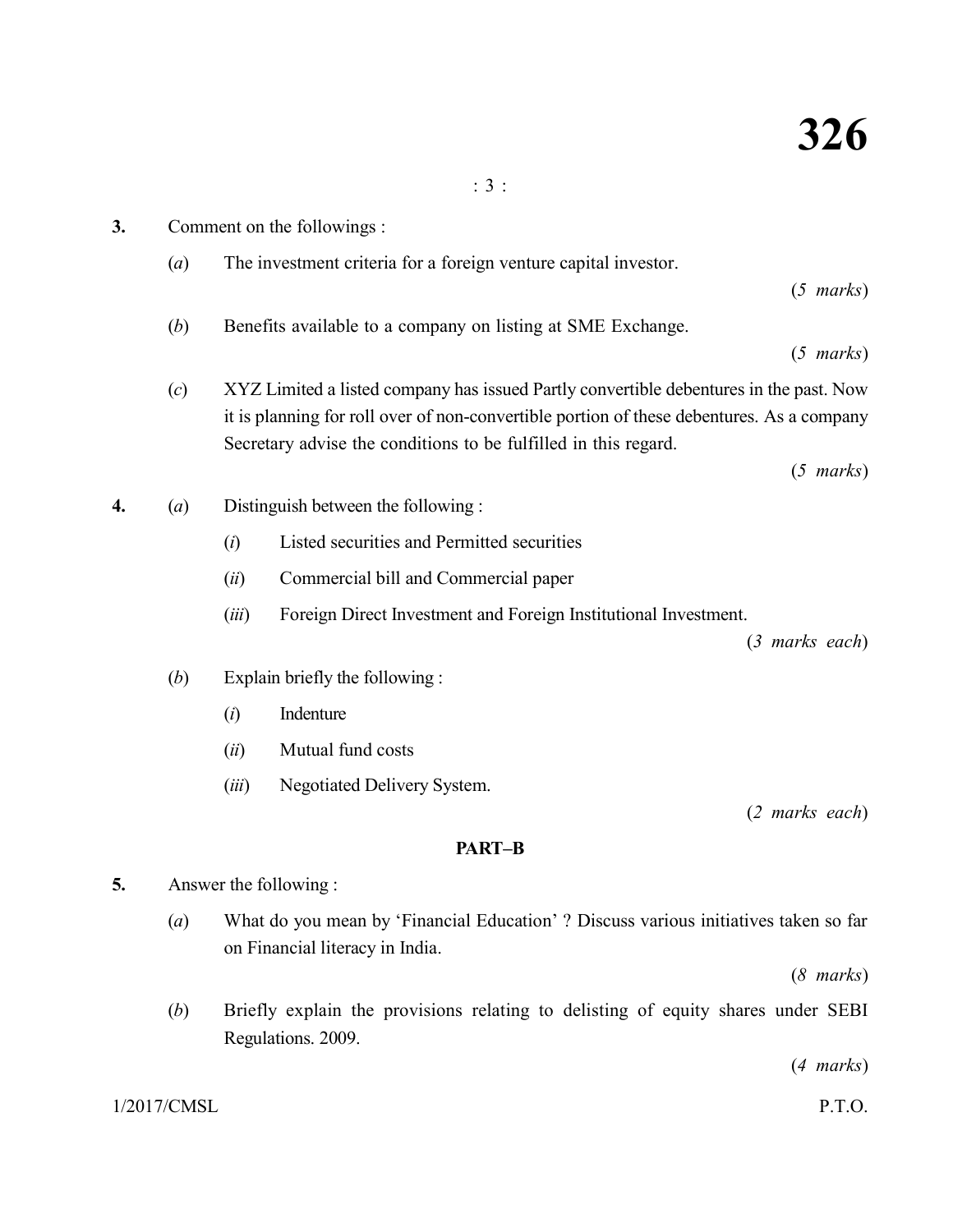**3.** Comment on the followings :

(*a*) The investment criteria for a foreign venture capital investor.

(*5 marks*)

(*b*) Benefits available to a company on listing at SME Exchange.

(*5 marks*)

(*c*) XYZ Limited a listed company has issued Partly convertible debentures in the past. Now it is planning for roll over of non-convertible portion of these debentures. As a company Secretary advise the conditions to be fulfilled in this regard.

(*5 marks*)

**4.** (*a*) Distinguish between the following :

(*i*) Listed securities and Permitted securities

(*ii*) Commercial bill and Commercial paper

(*iii*) Foreign Direct Investment and Foreign Institutional Investment.

(*3 marks each*)

(*b*) Explain briefly the following :

(*i*) Indenture

(*ii*) Mutual fund costs

(*iii*) Negotiated Delivery System.

(*2 marks each*)

## PART–B

**5.** Answer the following :

(*a*) What do you mean by 'Financial Education' ? Discuss various initiatives taken so far on Financial literacy in India.

(*8 marks*)

(*b*) Briefly explain the provisions relating to delisting of equity shares under SEBI Regulations. 2009.

(*4 marks*)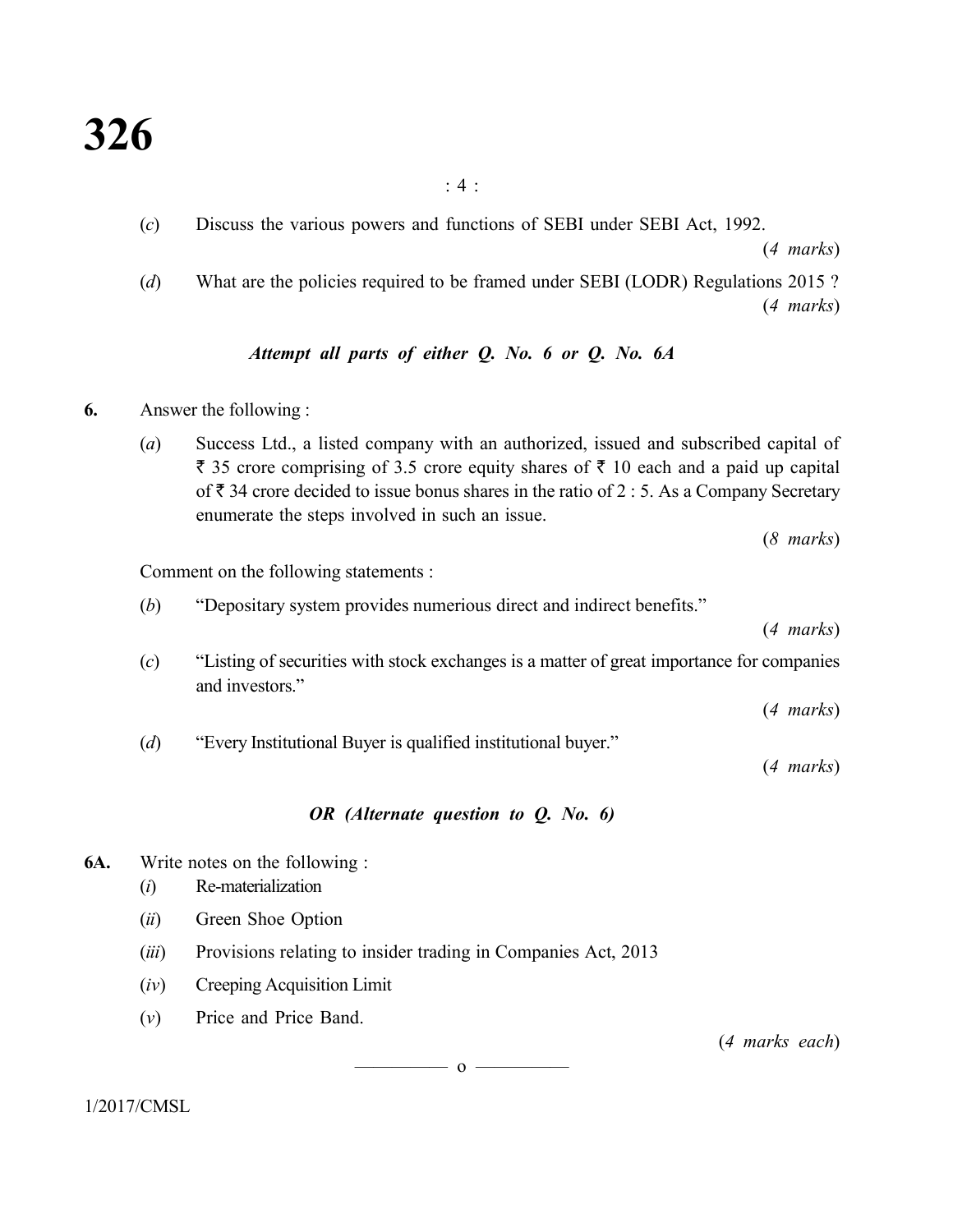(c) Discuss the various powers and functions of SEBI under SEBI Act, 1992.

(*4 marks*)

(d) What are the policies required to be framed under SEBI (LODR) Regulations 2015 ?

(*4 marks*)

***Attempt all parts of either Q. No. 6 or Q. No. 6A***

**6.** Answer the following :

(a) Success Ltd., a listed company with an authorized, issued and subscribed capital of ₹ 35 crore comprising of 3.5 crore equity shares of ₹ 10 each and a paid up capital of ₹ 34 crore decided to issue bonus shares in the ratio of 2 : 5. As a Company Secretary enumerate the steps involved in such an issue.

(*8 marks*)

Comment on the following statements :

(b) "Depositary system provides numerious direct and indirect benefits."

(*4 marks*)

(c) "Listing of securities with stock exchanges is a matter of great importance for companies and investors."

(*4 marks*)

(d) "Every Institutional Buyer is qualified institutional buyer."

(*4 marks*)

***OR (Alternate question to Q. No. 6)***

**6A.** Write notes on the following :

(i) Re-materialization

(ii) Green Shoe Option

(iii) Provisions relating to insider trading in Companies Act, 2013

(iv) Creeping Acquisition Limit

(v) Price and Price Band.

(*4 marks each*)

———— o ————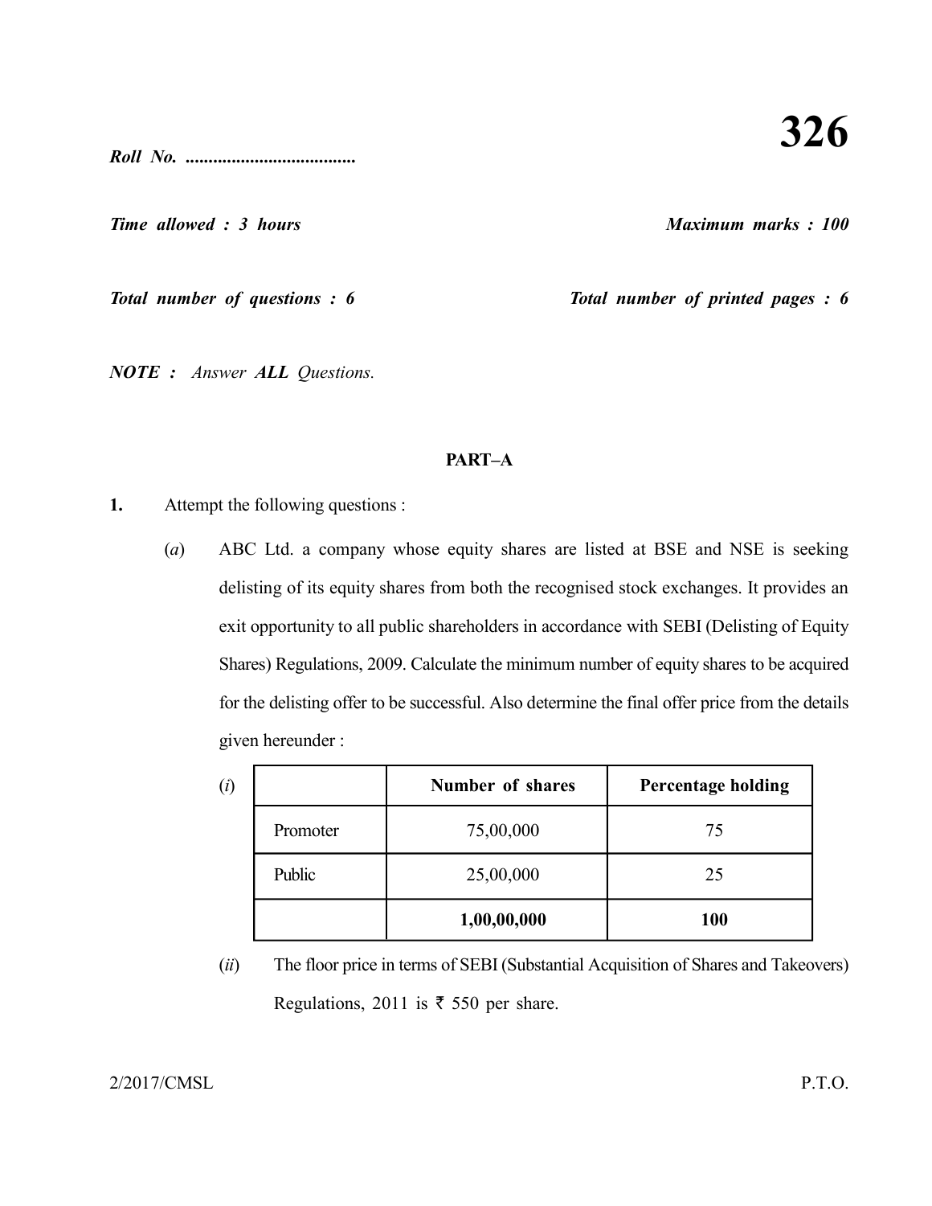# 326

*Roll No. ....................................*

*Time allowed : 3 hours* *Maximum marks : 100*

*Total number of questions : 6* *Total number of printed pages : 6*

*NOTE : Answer **ALL** Questions.*

## PART–A

**1.** Attempt the following questions :

(*a*) ABC Ltd. a company whose equity shares are listed at BSE and NSE is seeking delisting of its equity shares from both the recognised stock exchanges. It provides an exit opportunity to all public shareholders in accordance with SEBI (Delisting of Equity Shares) Regulations, 2009. Calculate the minimum number of equity shares to be acquired for the delisting offer to be successful. Also determine the final offer price from the details given hereunder :

(*i*)

| | **Number of shares** | **Percentage holding** |
|---|---|---|
| Promoter | 75,00,000 | 75 |
| Public | 25,00,000 | 25 |
| | **1,00,00,000** | **100** |

(*ii*) The floor price in terms of SEBI (Substantial Acquisition of Shares and Takeovers) Regulations, 2011 is ₹ 550 per share.

2/2017/CMSL P.T.O.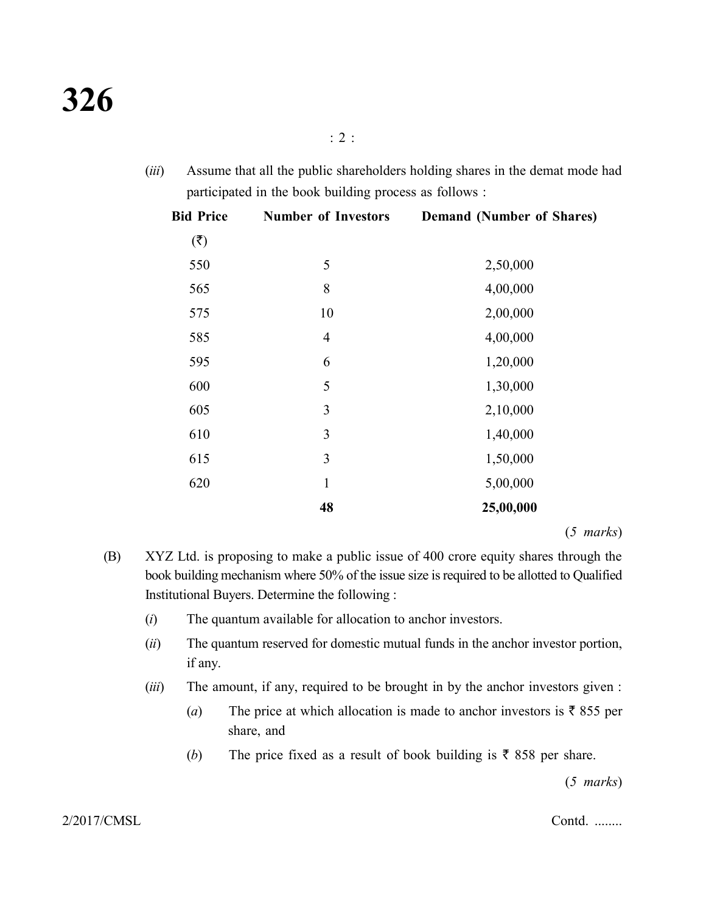(*iii*) Assume that all the public shareholders holding shares in the demat mode had participated in the book building process as follows :

| Bid Price (₹) | Number of Investors | Demand (Number of Shares) |
|---|---|---|
| 550 | 5 | 2,50,000 |
| 565 | 8 | 4,00,000 |
| 575 | 10 | 2,00,000 |
| 585 | 4 | 4,00,000 |
| 595 | 6 | 1,20,000 |
| 600 | 5 | 1,30,000 |
| 605 | 3 | 2,10,000 |
| 610 | 3 | 1,40,000 |
| 615 | 3 | 1,50,000 |
| 620 | 1 | 5,00,000 |
| | **48** | **25,00,000** |

(*5 marks*)

(B) XYZ Ltd. is proposing to make a public issue of 400 crore equity shares through the book building mechanism where 50% of the issue size is required to be allotted to Qualified Institutional Buyers. Determine the following :

(*i*) The quantum available for allocation to anchor investors.

(*ii*) The quantum reserved for domestic mutual funds in the anchor investor portion, if any.

(*iii*) The amount, if any, required to be brought in by the anchor investors given :

(*a*) The price at which allocation is made to anchor investors is ₹ 855 per share, and

(*b*) The price fixed as a result of book building is ₹ 858 per share.

(*5 marks*)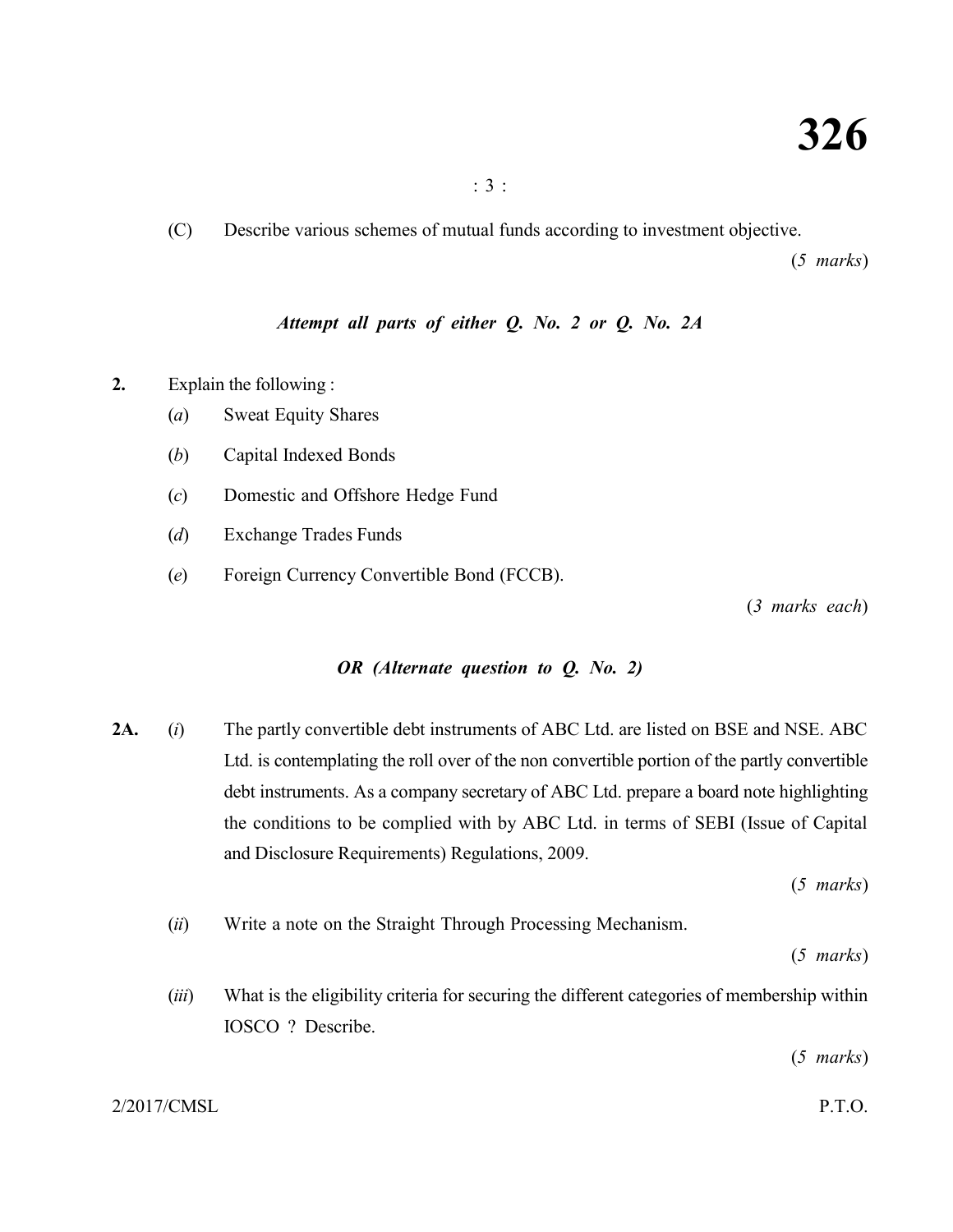(C) Describe various schemes of mutual funds according to investment objective.

(*5 marks*)

***Attempt all parts of either Q. No. 2 or Q. No. 2A***

**2.** Explain the following :

(*a*) Sweat Equity Shares

(*b*) Capital Indexed Bonds

(*c*) Domestic and Offshore Hedge Fund

(*d*) Exchange Trades Funds

(*e*) Foreign Currency Convertible Bond (FCCB).

(*3 marks each*)

***OR (Alternate question to Q. No. 2)***

**2A.** (*i*) The partly convertible debt instruments of ABC Ltd. are listed on BSE and NSE. ABC Ltd. is contemplating the roll over of the non convertible portion of the partly convertible debt instruments. As a company secretary of ABC Ltd. prepare a board note highlighting the conditions to be complied with by ABC Ltd. in terms of SEBI (Issue of Capital and Disclosure Requirements) Regulations, 2009.

(*5 marks*)

(*ii*) Write a note on the Straight Through Processing Mechanism.

(*5 marks*)

(*iii*) What is the eligibility criteria for securing the different categories of membership within IOSCO ? Describe.

(*5 marks*)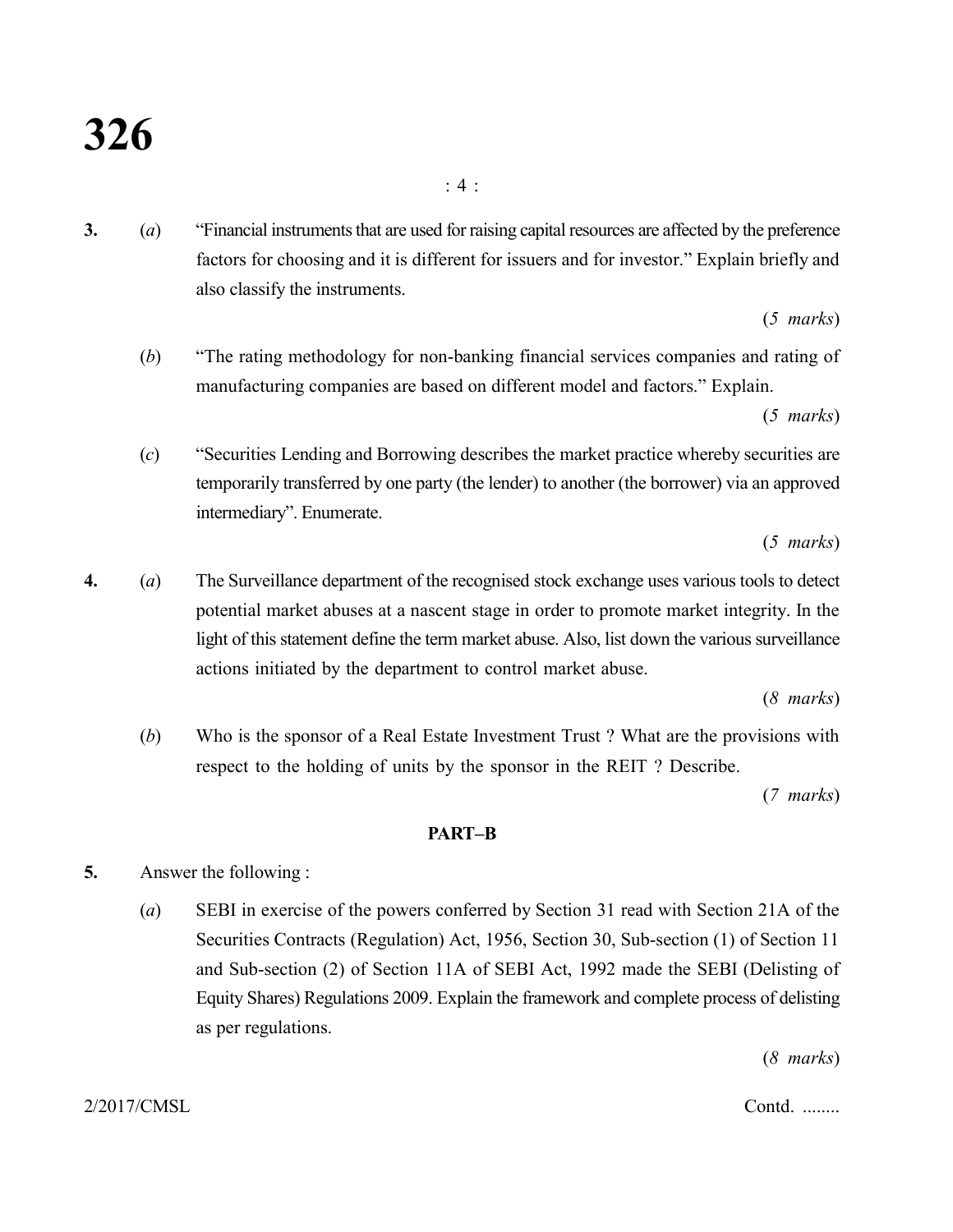**3.** (*a*) "Financial instruments that are used for raising capital resources are affected by the preference factors for choosing and it is different for issuers and for investor." Explain briefly and also classify the instruments.

(*5 marks*)

(*b*) "The rating methodology for non-banking financial services companies and rating of manufacturing companies are based on different model and factors." Explain.

(*5 marks*)

(*c*) "Securities Lending and Borrowing describes the market practice whereby securities are temporarily transferred by one party (the lender) to another (the borrower) via an approved intermediary". Enumerate.

(*5 marks*)

**4.** (*a*) The Surveillance department of the recognised stock exchange uses various tools to detect potential market abuses at a nascent stage in order to promote market integrity. In the light of this statement define the term market abuse. Also, list down the various surveillance actions initiated by the department to control market abuse.

(*8 marks*)

(*b*) Who is the sponsor of a Real Estate Investment Trust ? What are the provisions with respect to the holding of units by the sponsor in the REIT ? Describe.

(*7 marks*)

## PART–B

**5.** Answer the following :

(*a*) SEBI in exercise of the powers conferred by Section 31 read with Section 21A of the Securities Contracts (Regulation) Act, 1956, Section 30, Sub-section (1) of Section 11 and Sub-section (2) of Section 11A of SEBI Act, 1992 made the SEBI (Delisting of Equity Shares) Regulations 2009. Explain the framework and complete process of delisting as per regulations.

(*8 marks*)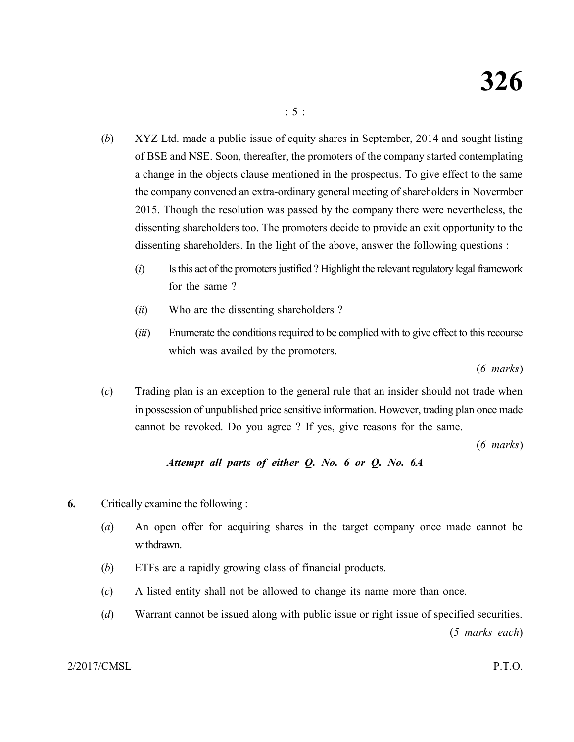(*b*) XYZ Ltd. made a public issue of equity shares in September, 2014 and sought listing of BSE and NSE. Soon, thereafter, the promoters of the company started contemplating a change in the objects clause mentioned in the prospectus. To give effect to the same the company convened an extra-ordinary general meeting of shareholders in Novermber 2015. Though the resolution was passed by the company there were nevertheless, the dissenting shareholders too. The promoters decide to provide an exit opportunity to the dissenting shareholders. In the light of the above, answer the following questions :

(*i*) Is this act of the promoters justified ? Highlight the relevant regulatory legal framework for the same ?

(*ii*) Who are the dissenting shareholders ?

(*iii*) Enumerate the conditions required to be complied with to give effect to this recourse which was availed by the promoters.

(*6 marks*)

(*c*) Trading plan is an exception to the general rule that an insider should not trade when in possession of unpublished price sensitive information. However, trading plan once made cannot be revoked. Do you agree ? If yes, give reasons for the same.

(*6 marks*)

***Attempt all parts of either Q. No. 6 or Q. No. 6A***

**6.** Critically examine the following :

(*a*) An open offer for acquiring shares in the target company once made cannot be withdrawn.

(*b*) ETFs are a rapidly growing class of financial products.

(*c*) A listed entity shall not be allowed to change its name more than once.

(*d*) Warrant cannot be issued along with public issue or right issue of specified securities.

(*5 marks each*)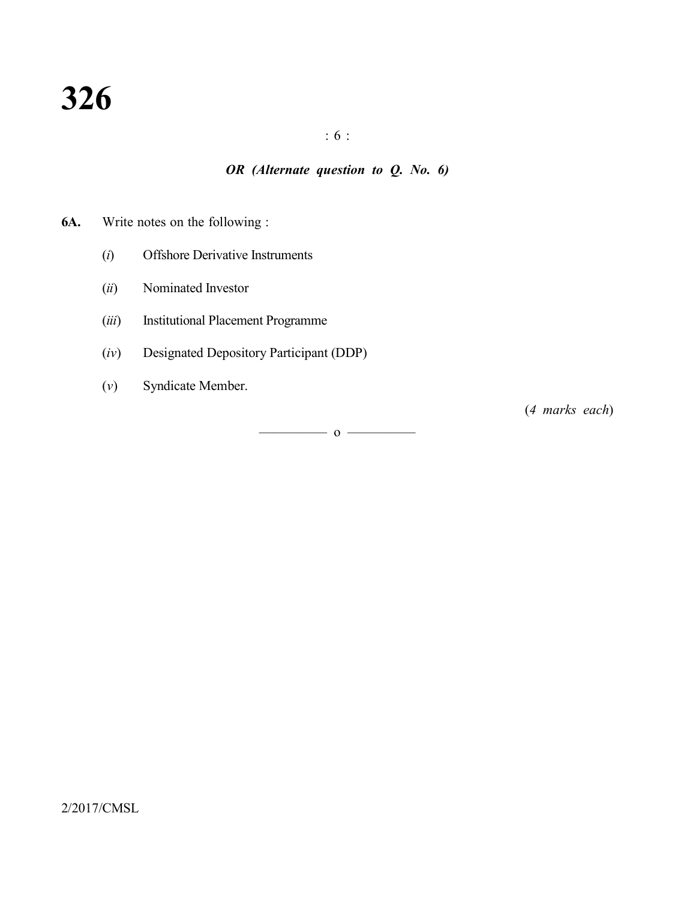*OR (Alternate question to Q. No. 6)*

**6A.** Write notes on the following :

(*i*) Offshore Derivative Instruments

(*ii*) Nominated Investor

(*iii*) Institutional Placement Programme

(*iv*) Designated Depository Participant (DDP)

(*v*) Syndicate Member.

(*4 marks each*)

———— o ————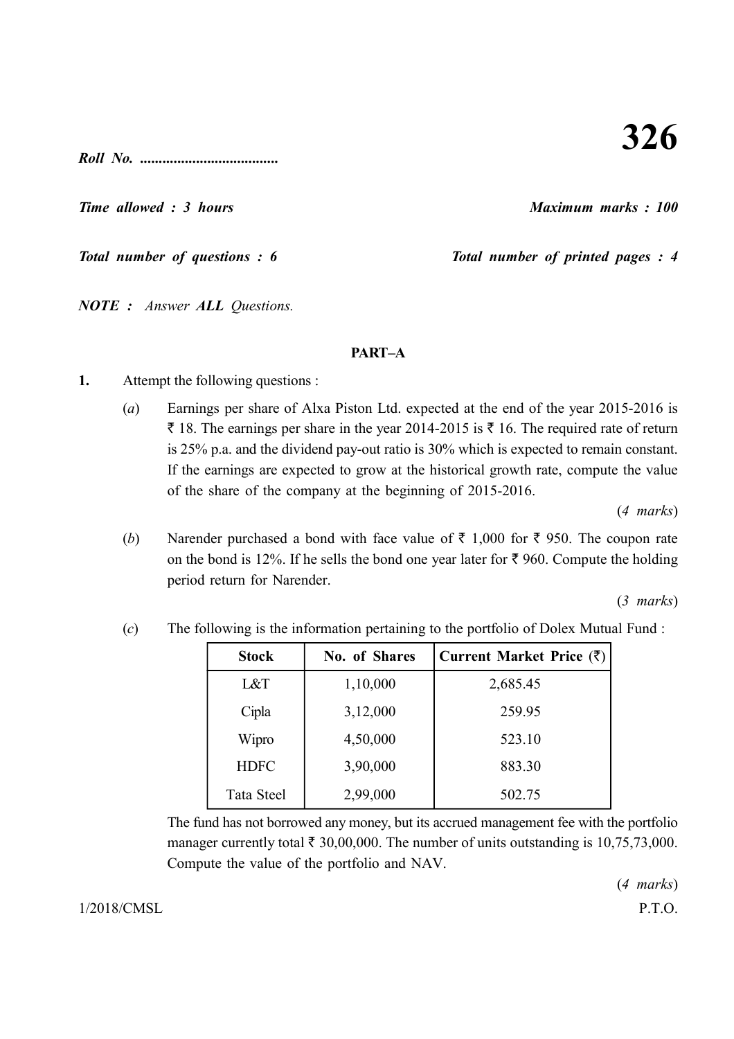# 326

*Roll No. .....................................*

*Time allowed : 3 hours* *Maximum marks : 100*

*Total number of questions : 6* *Total number of printed pages : 4*

***NOTE :*** *Answer **ALL** Questions.*

## PART–A

**1.** Attempt the following questions :

(*a*) Earnings per share of Alxa Piston Ltd. expected at the end of the year 2015-2016 is ₹ 18. The earnings per share in the year 2014-2015 is ₹ 16. The required rate of return is 25% p.a. and the dividend pay-out ratio is 30% which is expected to remain constant. If the earnings are expected to grow at the historical growth rate, compute the value of the share of the company at the beginning of 2015-2016.

(*4 marks*)

(*b*) Narender purchased a bond with face value of ₹ 1,000 for ₹ 950. The coupon rate on the bond is 12%. If he sells the bond one year later for ₹ 960. Compute the holding period return for Narender.

(*3 marks*)

(*c*) The following is the information pertaining to the portfolio of Dolex Mutual Fund :

| Stock | No. of Shares | Current Market Price (₹) |
|---|---|---|
| L&T | 1,10,000 | 2,685.45 |
| Cipla | 3,12,000 | 259.95 |
| Wipro | 4,50,000 | 523.10 |
| HDFC | 3,90,000 | 883.30 |
| Tata Steel | 2,99,000 | 502.75 |

The fund has not borrowed any money, but its accrued management fee with the portfolio manager currently total ₹ 30,00,000. The number of units outstanding is 10,75,73,000. Compute the value of the portfolio and NAV.

(*4 marks*)

1/2018/CMSL P.T.O.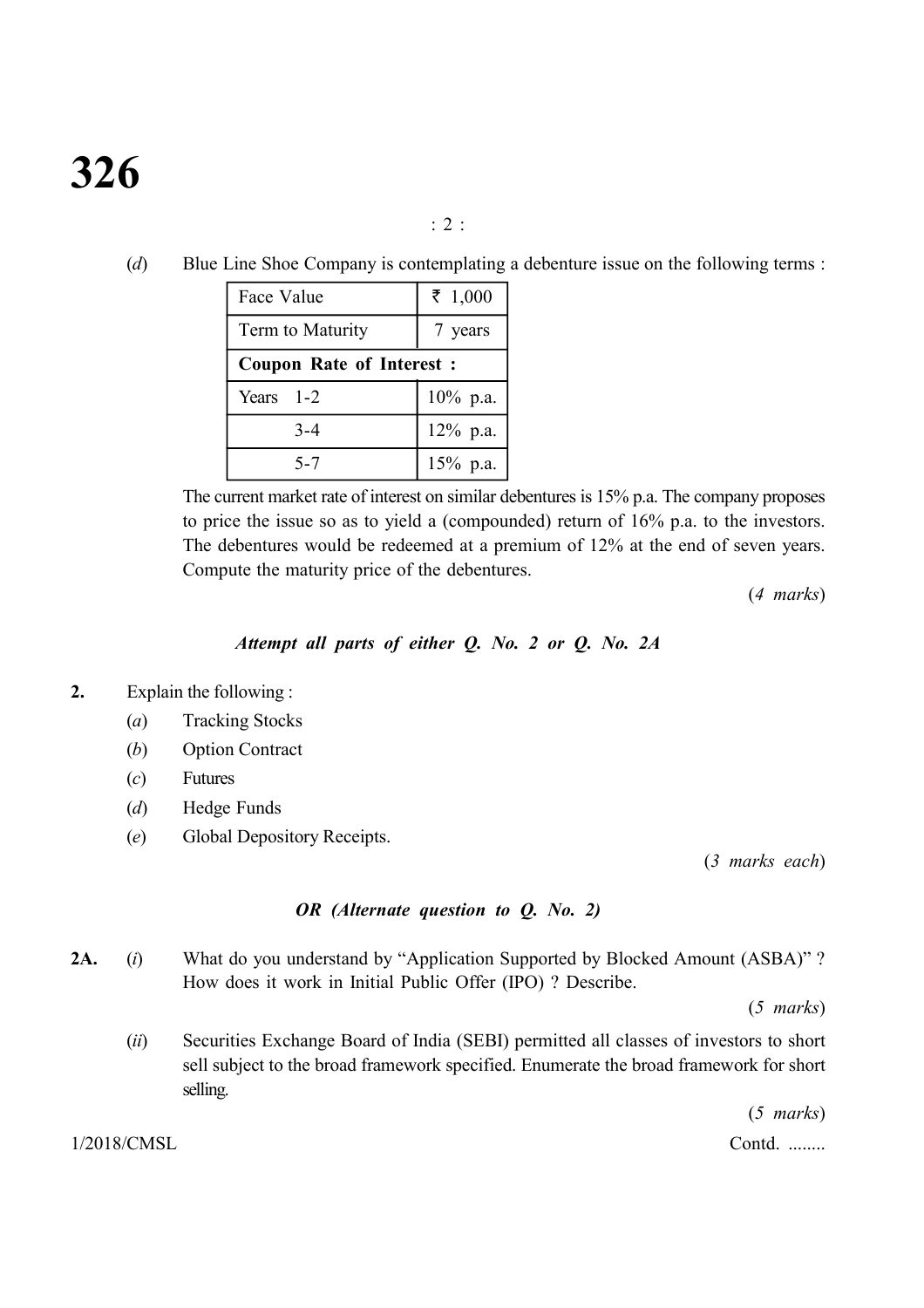(*d*) Blue Line Shoe Company is contemplating a debenture issue on the following terms :

| Face Value | ₹ 1,000 |
|---|---|
| Term to Maturity | 7 years |
| **Coupon Rate of Interest :** | |
| Years 1-2 | 10% p.a. |
| 3-4 | 12% p.a. |
| 5-7 | 15% p.a. |

The current market rate of interest on similar debentures is 15% p.a. The company proposes to price the issue so as to yield a (compounded) return of 16% p.a. to the investors. The debentures would be redeemed at a premium of 12% at the end of seven years. Compute the maturity price of the debentures.

(*4 marks*)

***Attempt all parts of either Q. No. 2 or Q. No. 2A***

**2.** Explain the following :

(*a*) Tracking Stocks

(*b*) Option Contract

(*c*) Futures

(*d*) Hedge Funds

(*e*) Global Depository Receipts.

(*3 marks each*)

***OR (Alternate question to Q. No. 2)***

**2A.** (*i*) What do you understand by "Application Supported by Blocked Amount (ASBA)" ? How does it work in Initial Public Offer (IPO) ? Describe.

(*5 marks*)

(*ii*) Securities Exchange Board of India (SEBI) permitted all classes of investors to short sell subject to the broad framework specified. Enumerate the broad framework for short selling.

(*5 marks*)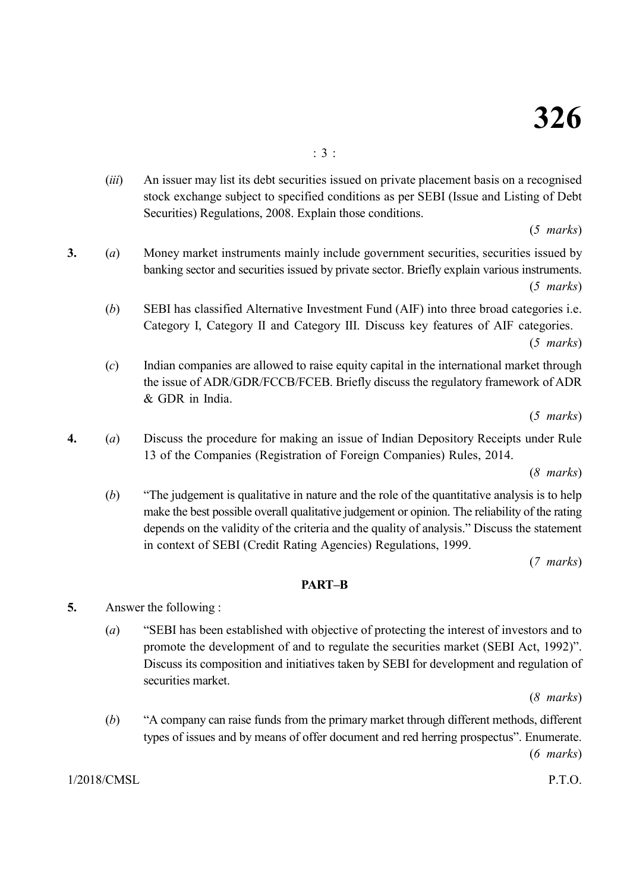(*iii*) An issuer may list its debt securities issued on private placement basis on a recognised stock exchange subject to specified conditions as per SEBI (Issue and Listing of Debt Securities) Regulations, 2008. Explain those conditions.

(*5 marks*)

**3.** (*a*) Money market instruments mainly include government securities, securities issued by banking sector and securities issued by private sector. Briefly explain various instruments.

(*5 marks*)

(*b*) SEBI has classified Alternative Investment Fund (AIF) into three broad categories i.e. Category I, Category II and Category III. Discuss key features of AIF categories.

(*5 marks*)

(*c*) Indian companies are allowed to raise equity capital in the international market through the issue of ADR/GDR/FCCB/FCEB. Briefly discuss the regulatory framework of ADR & GDR in India.

(*5 marks*)

**4.** (*a*) Discuss the procedure for making an issue of Indian Depository Receipts under Rule 13 of the Companies (Registration of Foreign Companies) Rules, 2014.

(*8 marks*)

(*b*) "The judgement is qualitative in nature and the role of the quantitative analysis is to help make the best possible overall qualitative judgement or opinion. The reliability of the rating depends on the validity of the criteria and the quality of analysis." Discuss the statement in context of SEBI (Credit Rating Agencies) Regulations, 1999.

(*7 marks*)

## PART–B

**5.** Answer the following :

(*a*) "SEBI has been established with objective of protecting the interest of investors and to promote the development of and to regulate the securities market (SEBI Act, 1992)". Discuss its composition and initiatives taken by SEBI for development and regulation of securities market.

(*8 marks*)

(*b*) "A company can raise funds from the primary market through different methods, different types of issues and by means of offer document and red herring prospectus". Enumerate.

(*6 marks*)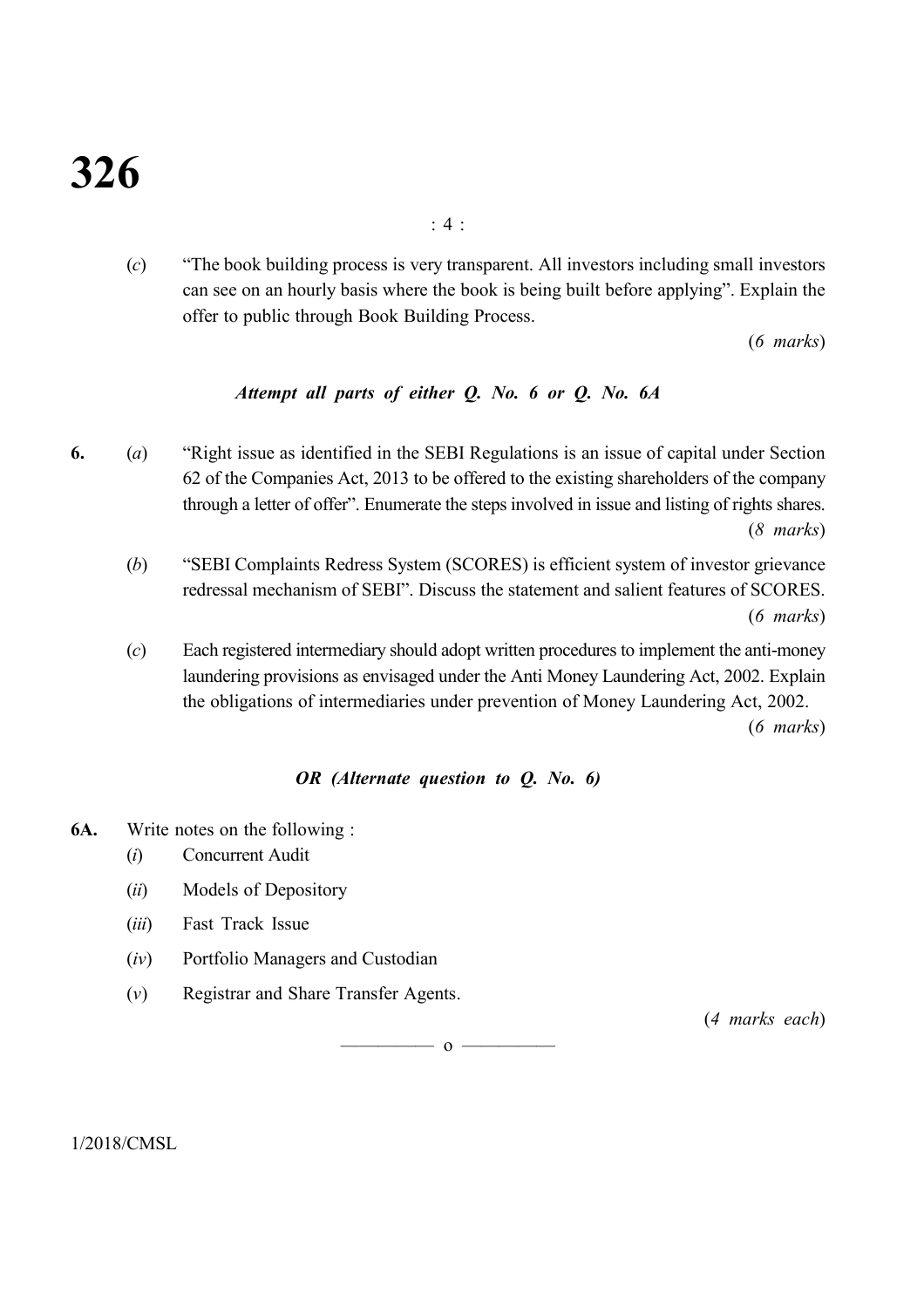(*c*) "The book building process is very transparent. All investors including small investors can see on an hourly basis where the book is being built before applying". Explain the offer to public through Book Building Process.

(*6 marks*)

***Attempt all parts of either Q. No. 6 or Q. No. 6A***

**6.** (*a*) "Right issue as identified in the SEBI Regulations is an issue of capital under Section 62 of the Companies Act, 2013 to be offered to the existing shareholders of the company through a letter of offer". Enumerate the steps involved in issue and listing of rights shares.

(*8 marks*)

(*b*) "SEBI Complaints Redress System (SCORES) is efficient system of investor grievance redressal mechanism of SEBI". Discuss the statement and salient features of SCORES.

(*6 marks*)

(*c*) Each registered intermediary should adopt written procedures to implement the anti-money laundering provisions as envisaged under the Anti Money Laundering Act, 2002. Explain the obligations of intermediaries under prevention of Money Laundering Act, 2002.

(*6 marks*)

***OR (Alternate question to Q. No. 6)***

**6A.** Write notes on the following :

(*i*) Concurrent Audit

(*ii*) Models of Depository

(*iii*) Fast Track Issue

(*iv*) Portfolio Managers and Custodian

(*v*) Registrar and Share Transfer Agents.

(*4 marks each*)

——————— o ———————